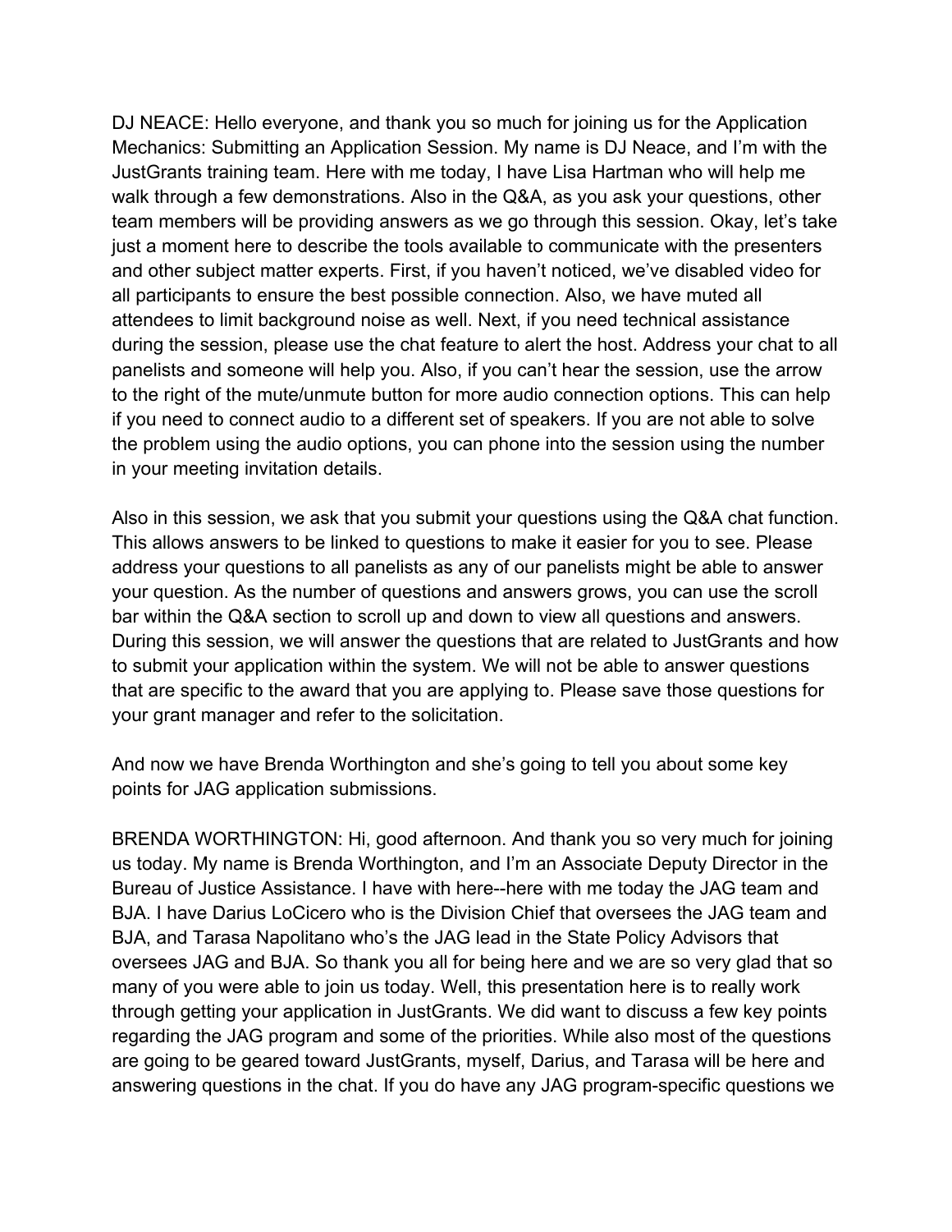DJ NEACE: Hello everyone, and thank you so much for joining us for the Application Mechanics: Submitting an Application Session. My name is DJ Neace, and I'm with the JustGrants training team. Here with me today, I have Lisa Hartman who will help me walk through a few demonstrations. Also in the Q&A, as you ask your questions, other team members will be providing answers as we go through this session. Okay, let's take just a moment here to describe the tools available to communicate with the presenters and other subject matter experts. First, if you haven't noticed, we've disabled video for all participants to ensure the best possible connection. Also, we have muted all attendees to limit background noise as well. Next, if you need technical assistance during the session, please use the chat feature to alert the host. Address your chat to all panelists and someone will help you. Also, if you can't hear the session, use the arrow to the right of the mute/unmute button for more audio connection options. This can help if you need to connect audio to a different set of speakers. If you are not able to solve the problem using the audio options, you can phone into the session using the number in your meeting invitation details.

Also in this session, we ask that you submit your questions using the Q&A chat function. This allows answers to be linked to questions to make it easier for you to see. Please address your questions to all panelists as any of our panelists might be able to answer your question. As the number of questions and answers grows, you can use the scroll bar within the Q&A section to scroll up and down to view all questions and answers. During this session, we will answer the questions that are related to JustGrants and how to submit your application within the system. We will not be able to answer questions that are specific to the award that you are applying to. Please save those questions for your grant manager and refer to the solicitation.

And now we have Brenda Worthington and she's going to tell you about some key points for JAG application submissions.

BRENDA WORTHINGTON: Hi, good afternoon. And thank you so very much for joining us today. My name is Brenda Worthington, and I'm an Associate Deputy Director in the Bureau of Justice Assistance. I have with here--here with me today the JAG team and BJA. I have Darius LoCicero who is the Division Chief that oversees the JAG team and BJA, and Tarasa Napolitano who's the JAG lead in the State Policy Advisors that oversees JAG and BJA. So thank you all for being here and we are so very glad that so many of you were able to join us today. Well, this presentation here is to really work through getting your application in JustGrants. We did want to discuss a few key points regarding the JAG program and some of the priorities. While also most of the questions are going to be geared toward JustGrants, myself, Darius, and Tarasa will be here and answering questions in the chat. If you do have any JAG program-specific questions we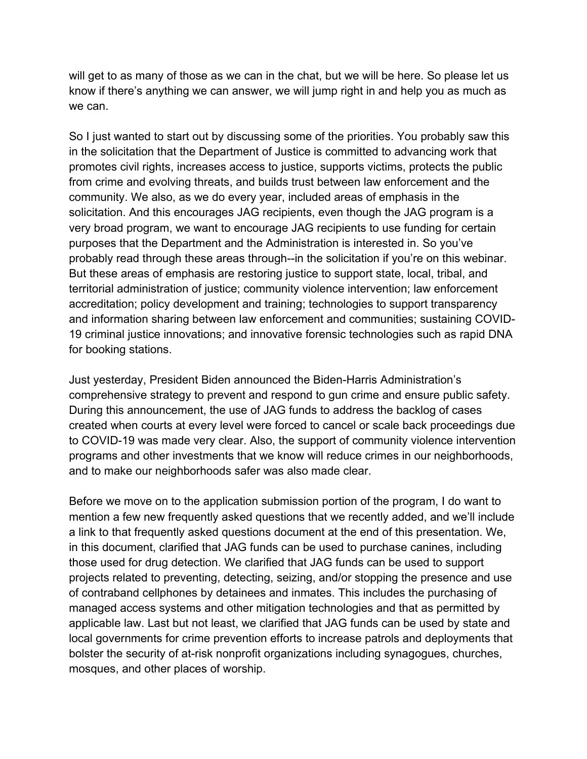will get to as many of those as we can in the chat, but we will be here. So please let us know if there's anything we can answer, we will jump right in and help you as much as we can.

So I just wanted to start out by discussing some of the priorities. You probably saw this in the solicitation that the Department of Justice is committed to advancing work that promotes civil rights, increases access to justice, supports victims, protects the public from crime and evolving threats, and builds trust between law enforcement and the community. We also, as we do every year, included areas of emphasis in the solicitation. And this encourages JAG recipients, even though the JAG program is a very broad program, we want to encourage JAG recipients to use funding for certain purposes that the Department and the Administration is interested in. So you've probably read through these areas through--in the solicitation if you're on this webinar. But these areas of emphasis are restoring justice to support state, local, tribal, and territorial administration of justice; community violence intervention; law enforcement accreditation; policy development and training; technologies to support transparency and information sharing between law enforcement and communities; sustaining COVID-19 criminal justice innovations; and innovative forensic technologies such as rapid DNA for booking stations.

Just yesterday, President Biden announced the Biden-Harris Administration's comprehensive strategy to prevent and respond to gun crime and ensure public safety. During this announcement, the use of JAG funds to address the backlog of cases created when courts at every level were forced to cancel or scale back proceedings due to COVID-19 was made very clear. Also, the support of community violence intervention programs and other investments that we know will reduce crimes in our neighborhoods, and to make our neighborhoods safer was also made clear.

Before we move on to the application submission portion of the program, I do want to mention a few new frequently asked questions that we recently added, and we'll include a link to that frequently asked questions document at the end of this presentation. We, in this document, clarified that JAG funds can be used to purchase canines, including those used for drug detection. We clarified that JAG funds can be used to support projects related to preventing, detecting, seizing, and/or stopping the presence and use of contraband cellphones by detainees and inmates. This includes the purchasing of managed access systems and other mitigation technologies and that as permitted by applicable law. Last but not least, we clarified that JAG funds can be used by state and local governments for crime prevention efforts to increase patrols and deployments that bolster the security of at-risk nonprofit organizations including synagogues, churches, mosques, and other places of worship.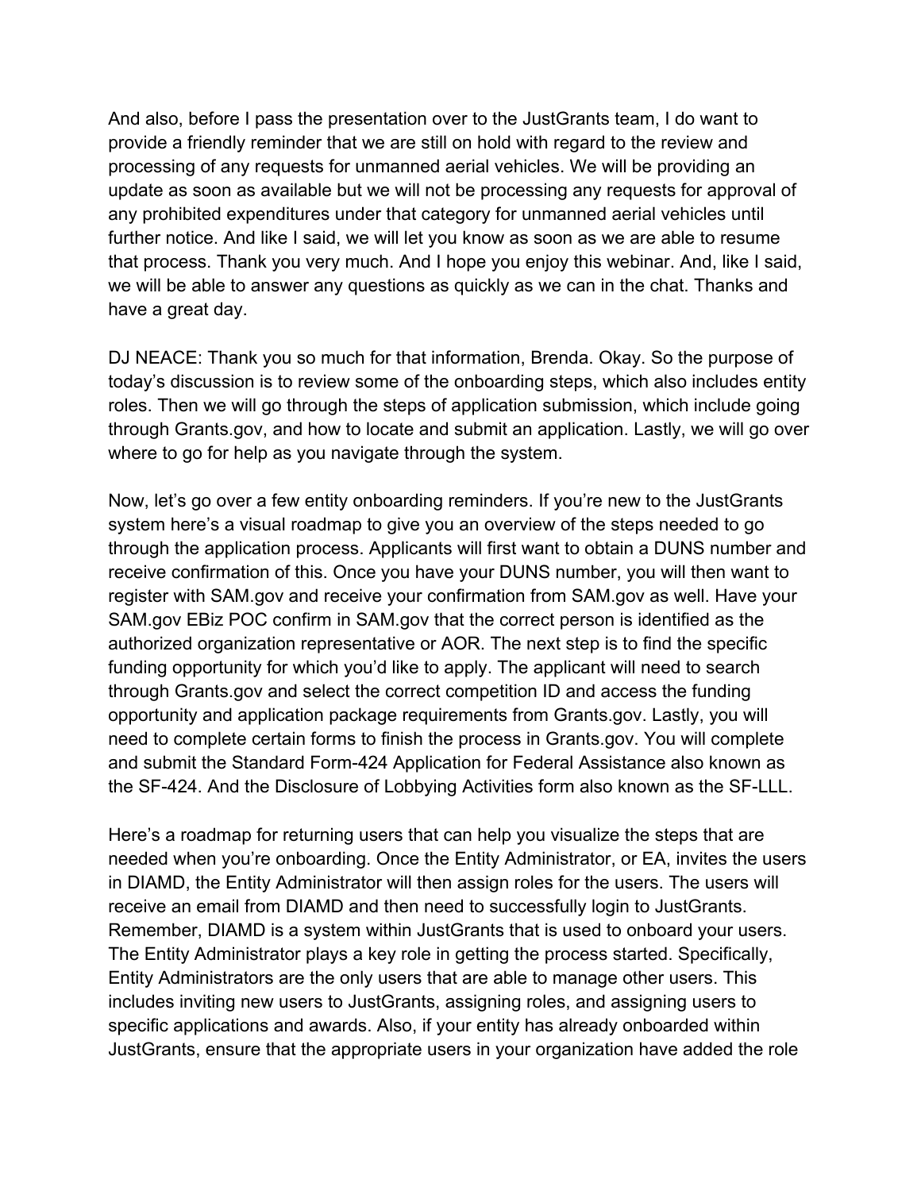And also, before I pass the presentation over to the JustGrants team, I do want to provide a friendly reminder that we are still on hold with regard to the review and processing of any requests for unmanned aerial vehicles. We will be providing an update as soon as available but we will not be processing any requests for approval of any prohibited expenditures under that category for unmanned aerial vehicles until further notice. And like I said, we will let you know as soon as we are able to resume that process. Thank you very much. And I hope you enjoy this webinar. And, like I said, we will be able to answer any questions as quickly as we can in the chat. Thanks and have a great day.

DJ NEACE: Thank you so much for that information, Brenda. Okay. So the purpose of today's discussion is to review some of the onboarding steps, which also includes entity roles. Then we will go through the steps of application submission, which include going through Grants.gov, and how to locate and submit an application. Lastly, we will go over where to go for help as you navigate through the system.

Now, let's go over a few entity onboarding reminders. If you're new to the JustGrants system here's a visual roadmap to give you an overview of the steps needed to go through the application process. Applicants will first want to obtain a DUNS number and receive confirmation of this. Once you have your DUNS number, you will then want to register with SAM.gov and receive your confirmation from SAM.gov as well. Have your SAM.gov EBiz POC confirm in SAM.gov that the correct person is identified as the authorized organization representative or AOR. The next step is to find the specific funding opportunity for which you'd like to apply. The applicant will need to search through Grants.gov and select the correct competition ID and access the funding opportunity and application package requirements from Grants.gov. Lastly, you will need to complete certain forms to finish the process in Grants.gov. You will complete and submit the Standard Form-424 Application for Federal Assistance also known as the SF-424. And the Disclosure of Lobbying Activities form also known as the SF-LLL.

Here's a roadmap for returning users that can help you visualize the steps that are needed when you're onboarding. Once the Entity Administrator, or EA, invites the users in DIAMD, the Entity Administrator will then assign roles for the users. The users will receive an email from DIAMD and then need to successfully login to JustGrants. Remember, DIAMD is a system within JustGrants that is used to onboard your users. The Entity Administrator plays a key role in getting the process started. Specifically, Entity Administrators are the only users that are able to manage other users. This includes inviting new users to JustGrants, assigning roles, and assigning users to specific applications and awards. Also, if your entity has already onboarded within JustGrants, ensure that the appropriate users in your organization have added the role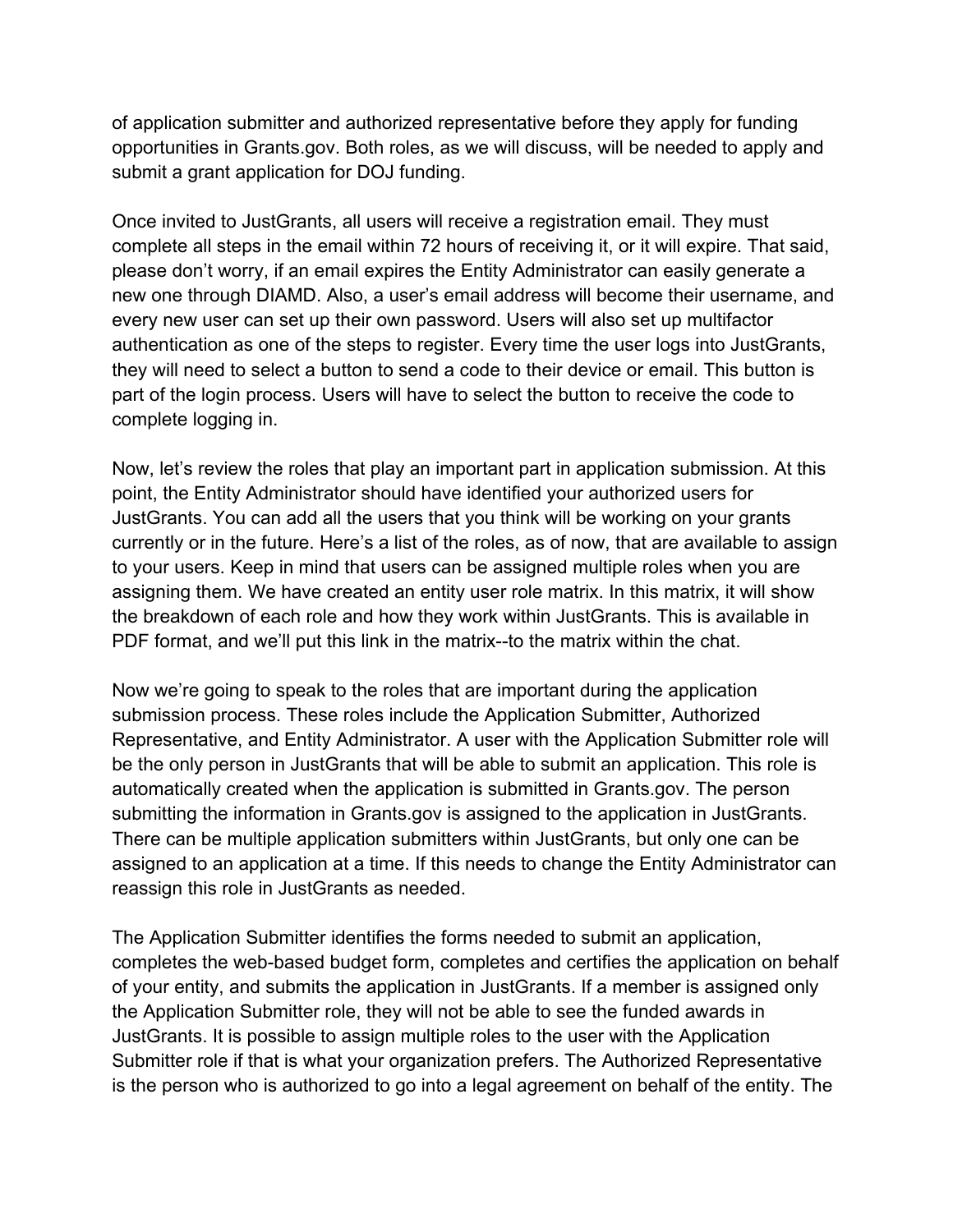of application submitter and authorized representative before they apply for funding opportunities in Grants.gov. Both roles, as we will discuss, will be needed to apply and submit a grant application for DOJ funding.

Once invited to JustGrants, all users will receive a registration email. They must complete all steps in the email within 72 hours of receiving it, or it will expire. That said, please don't worry, if an email expires the Entity Administrator can easily generate a new one through DIAMD. Also, a user's email address will become their username, and every new user can set up their own password. Users will also set up multifactor authentication as one of the steps to register. Every time the user logs into JustGrants, they will need to select a button to send a code to their device or email. This button is part of the login process. Users will have to select the button to receive the code to complete logging in.

Now, let's review the roles that play an important part in application submission. At this point, the Entity Administrator should have identified your authorized users for JustGrants. You can add all the users that you think will be working on your grants currently or in the future. Here's a list of the roles, as of now, that are available to assign to your users. Keep in mind that users can be assigned multiple roles when you are assigning them. We have created an entity user role matrix. In this matrix, it will show the breakdown of each role and how they work within JustGrants. This is available in PDF format, and we'll put this link in the matrix--to the matrix within the chat.

Now we're going to speak to the roles that are important during the application submission process. These roles include the Application Submitter, Authorized Representative, and Entity Administrator. A user with the Application Submitter role will be the only person in JustGrants that will be able to submit an application. This role is automatically created when the application is submitted in Grants.gov. The person submitting the information in Grants.gov is assigned to the application in JustGrants. There can be multiple application submitters within JustGrants, but only one can be assigned to an application at a time. If this needs to change the Entity Administrator can reassign this role in JustGrants as needed.

The Application Submitter identifies the forms needed to submit an application, completes the web-based budget form, completes and certifies the application on behalf of your entity, and submits the application in JustGrants. If a member is assigned only the Application Submitter role, they will not be able to see the funded awards in JustGrants. It is possible to assign multiple roles to the user with the Application Submitter role if that is what your organization prefers. The Authorized Representative is the person who is authorized to go into a legal agreement on behalf of the entity. The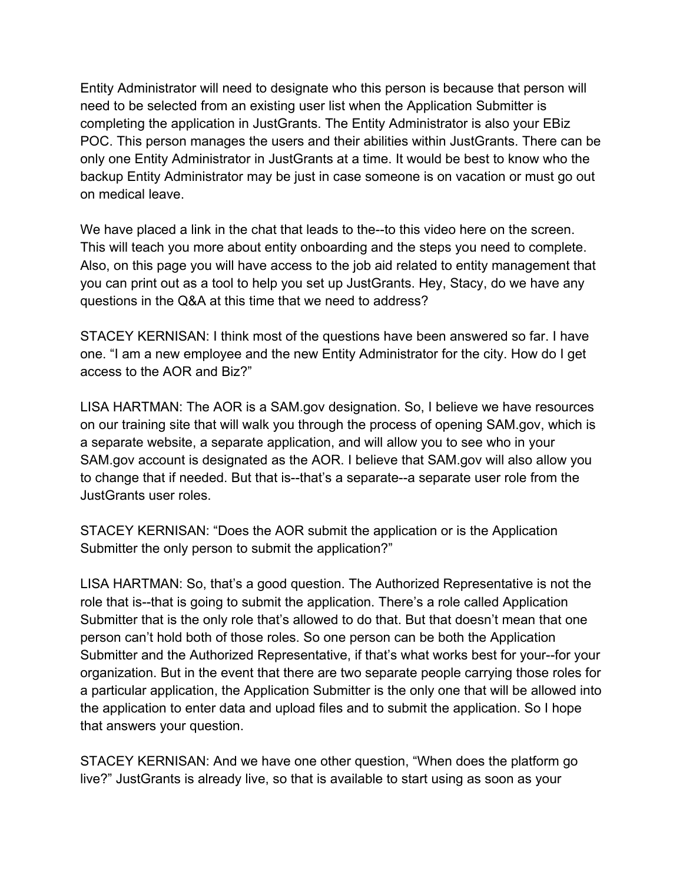Entity Administrator will need to designate who this person is because that person will need to be selected from an existing user list when the Application Submitter is completing the application in JustGrants. The Entity Administrator is also your EBiz POC. This person manages the users and their abilities within JustGrants. There can be only one Entity Administrator in JustGrants at a time. It would be best to know who the backup Entity Administrator may be just in case someone is on vacation or must go out on medical leave.

We have placed a link in the chat that leads to the--to this video here on the screen. This will teach you more about entity onboarding and the steps you need to complete. Also, on this page you will have access to the job aid related to entity management that you can print out as a tool to help you set up JustGrants. Hey, Stacy, do we have any questions in the Q&A at this time that we need to address?

STACEY KERNISAN: I think most of the questions have been answered so far. I have one. "I am a new employee and the new Entity Administrator for the city. How do I get access to the AOR and Biz?"

LISA HARTMAN: The AOR is a SAM.gov designation. So, I believe we have resources on our training site that will walk you through the process of opening SAM.gov, which is a separate website, a separate application, and will allow you to see who in your SAM.gov account is designated as the AOR. I believe that SAM.gov will also allow you to change that if needed. But that is--that's a separate--a separate user role from the JustGrants user roles.

STACEY KERNISAN: "Does the AOR submit the application or is the Application Submitter the only person to submit the application?"

LISA HARTMAN: So, that's a good question. The Authorized Representative is not the role that is--that is going to submit the application. There's a role called Application Submitter that is the only role that's allowed to do that. But that doesn't mean that one person can't hold both of those roles. So one person can be both the Application Submitter and the Authorized Representative, if that's what works best for your--for your organization. But in the event that there are two separate people carrying those roles for a particular application, the Application Submitter is the only one that will be allowed into the application to enter data and upload files and to submit the application. So I hope that answers your question.

STACEY KERNISAN: And we have one other question, "When does the platform go live?" JustGrants is already live, so that is available to start using as soon as your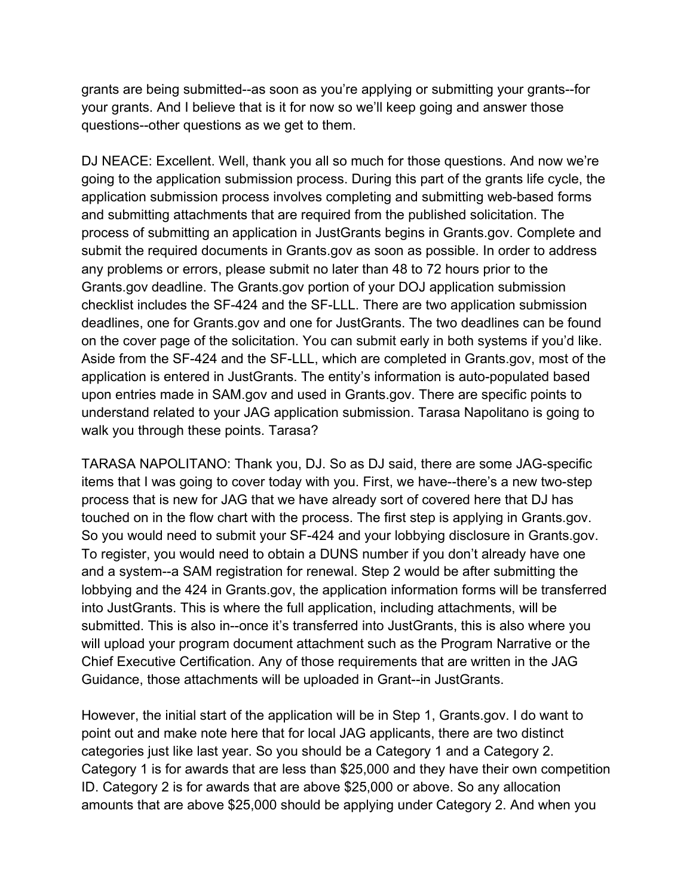grants are being submitted--as soon as you're applying or submitting your grants--for your grants. And I believe that is it for now so we'll keep going and answer those questions--other questions as we get to them.

DJ NEACE: Excellent. Well, thank you all so much for those questions. And now we're going to the application submission process. During this part of the grants life cycle, the application submission process involves completing and submitting web-based forms and submitting attachments that are required from the published solicitation. The process of submitting an application in JustGrants begins in Grants.gov. Complete and submit the required documents in Grants.gov as soon as possible. In order to address any problems or errors, please submit no later than 48 to 72 hours prior to the Grants.gov deadline. The Grants.gov portion of your DOJ application submission checklist includes the SF-424 and the SF-LLL. There are two application submission deadlines, one for Grants.gov and one for JustGrants. The two deadlines can be found on the cover page of the solicitation. You can submit early in both systems if you'd like. Aside from the SF-424 and the SF-LLL, which are completed in Grants.gov, most of the application is entered in JustGrants. The entity's information is auto-populated based upon entries made in SAM.gov and used in Grants.gov. There are specific points to understand related to your JAG application submission. Tarasa Napolitano is going to walk you through these points. Tarasa?

TARASA NAPOLITANO: Thank you, DJ. So as DJ said, there are some JAG-specific items that I was going to cover today with you. First, we have--there's a new two-step process that is new for JAG that we have already sort of covered here that DJ has touched on in the flow chart with the process. The first step is applying in Grants.gov. So you would need to submit your SF-424 and your lobbying disclosure in Grants.gov. To register, you would need to obtain a DUNS number if you don't already have one and a system--a SAM registration for renewal. Step 2 would be after submitting the lobbying and the 424 in Grants.gov, the application information forms will be transferred into JustGrants. This is where the full application, including attachments, will be submitted. This is also in--once it's transferred into JustGrants, this is also where you will upload your program document attachment such as the Program Narrative or the Chief Executive Certification. Any of those requirements that are written in the JAG Guidance, those attachments will be uploaded in Grant--in JustGrants.

However, the initial start of the application will be in Step 1, Grants.gov. I do want to point out and make note here that for local JAG applicants, there are two distinct categories just like last year. So you should be a Category 1 and a Category 2. Category 1 is for awards that are less than $25,000 and they have their own competition ID. Category 2 is for awards that are above $25,000 or above. So any allocation amounts that are above $25,000 should be applying under Category 2. And when you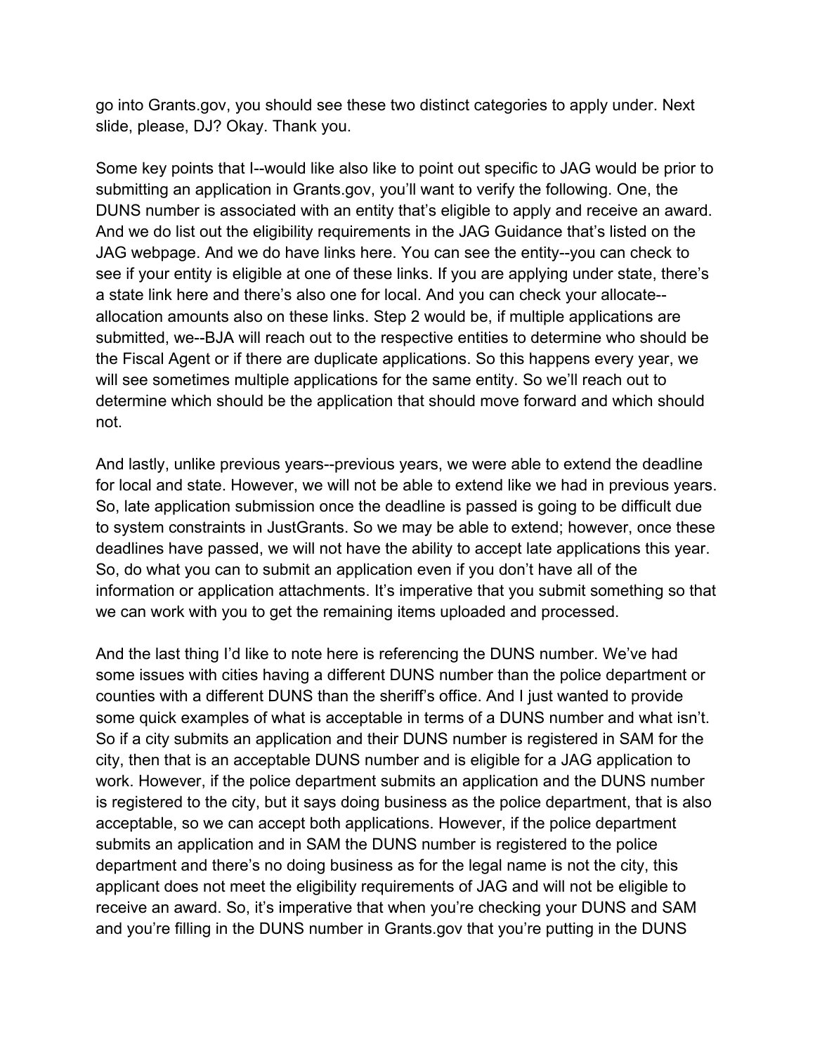go into Grants.gov, you should see these two distinct categories to apply under. Next slide, please, DJ? Okay. Thank you.

Some key points that I--would like also like to point out specific to JAG would be prior to submitting an application in Grants.gov, you'll want to verify the following. One, the DUNS number is associated with an entity that's eligible to apply and receive an award. And we do list out the eligibility requirements in the JAG Guidance that's listed on the JAG webpage. And we do have links here. You can see the entity--you can check to see if your entity is eligible at one of these links. If you are applying under state, there's a state link here and there's also one for local. And you can check your allocate--allocation amounts also on these links. Step 2 would be, if multiple applications are submitted, we--BJA will reach out to the respective entities to determine who should be the Fiscal Agent or if there are duplicate applications. So this happens every year, we will see sometimes multiple applications for the same entity. So we'll reach out to determine which should be the application that should move forward and which should not.

And lastly, unlike previous years--previous years, we were able to extend the deadline for local and state. However, we will not be able to extend like we had in previous years. So, late application submission once the deadline is passed is going to be difficult due to system constraints in JustGrants. So we may be able to extend; however, once these deadlines have passed, we will not have the ability to accept late applications this year. So, do what you can to submit an application even if you don't have all of the information or application attachments. It's imperative that you submit something so that we can work with you to get the remaining items uploaded and processed.

And the last thing I'd like to note here is referencing the DUNS number. We've had some issues with cities having a different DUNS number than the police department or counties with a different DUNS than the sheriff's office. And I just wanted to provide some quick examples of what is acceptable in terms of a DUNS number and what isn't. So if a city submits an application and their DUNS number is registered in SAM for the city, then that is an acceptable DUNS number and is eligible for a JAG application to work. However, if the police department submits an application and the DUNS number is registered to the city, but it says doing business as the police department, that is also acceptable, so we can accept both applications. However, if the police department submits an application and in SAM the DUNS number is registered to the police department and there's no doing business as for the legal name is not the city, this applicant does not meet the eligibility requirements of JAG and will not be eligible to receive an award. So, it's imperative that when you're checking your DUNS and SAM and you're filling in the DUNS number in Grants.gov that you're putting in the DUNS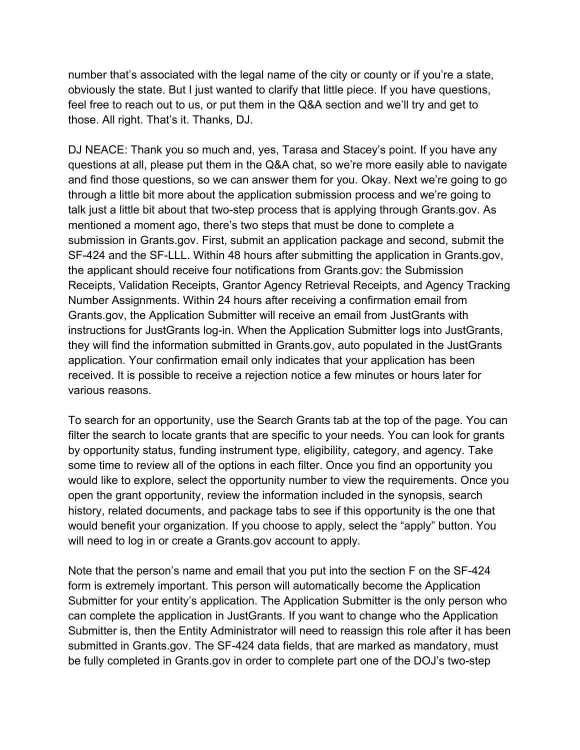number that's associated with the legal name of the city or county or if you're a state, obviously the state. But I just wanted to clarify that little piece. If you have questions, feel free to reach out to us, or put them in the Q&A section and we'll try and get to those. All right. That's it. Thanks, DJ.

DJ NEACE: Thank you so much and, yes, Tarasa and Stacey's point. If you have any questions at all, please put them in the Q&A chat, so we're more easily able to navigate and find those questions, so we can answer them for you. Okay. Next we're going to go through a little bit more about the application submission process and we're going to talk just a little bit about that two-step process that is applying through Grants.gov. As mentioned a moment ago, there's two steps that must be done to complete a submission in Grants.gov. First, submit an application package and second, submit the SF-424 and the SF-LLL. Within 48 hours after submitting the application in Grants.gov, the applicant should receive four notifications from Grants.gov: the Submission Receipts, Validation Receipts, Grantor Agency Retrieval Receipts, and Agency Tracking Number Assignments. Within 24 hours after receiving a confirmation email from Grants.gov, the Application Submitter will receive an email from JustGrants with instructions for JustGrants log-in. When the Application Submitter logs into JustGrants, they will find the information submitted in Grants.gov, auto populated in the JustGrants application. Your confirmation email only indicates that your application has been received. It is possible to receive a rejection notice a few minutes or hours later for various reasons.

To search for an opportunity, use the Search Grants tab at the top of the page. You can filter the search to locate grants that are specific to your needs. You can look for grants by opportunity status, funding instrument type, eligibility, category, and agency. Take some time to review all of the options in each filter. Once you find an opportunity you would like to explore, select the opportunity number to view the requirements. Once you open the grant opportunity, review the information included in the synopsis, search history, related documents, and package tabs to see if this opportunity is the one that would benefit your organization. If you choose to apply, select the "apply" button. You will need to log in or create a Grants.gov account to apply.

Note that the person's name and email that you put into the section F on the SF-424 form is extremely important. This person will automatically become the Application Submitter for your entity's application. The Application Submitter is the only person who can complete the application in JustGrants. If you want to change who the Application Submitter is, then the Entity Administrator will need to reassign this role after it has been submitted in Grants.gov. The SF-424 data fields, that are marked as mandatory, must be fully completed in Grants.gov in order to complete part one of the DOJ's two-step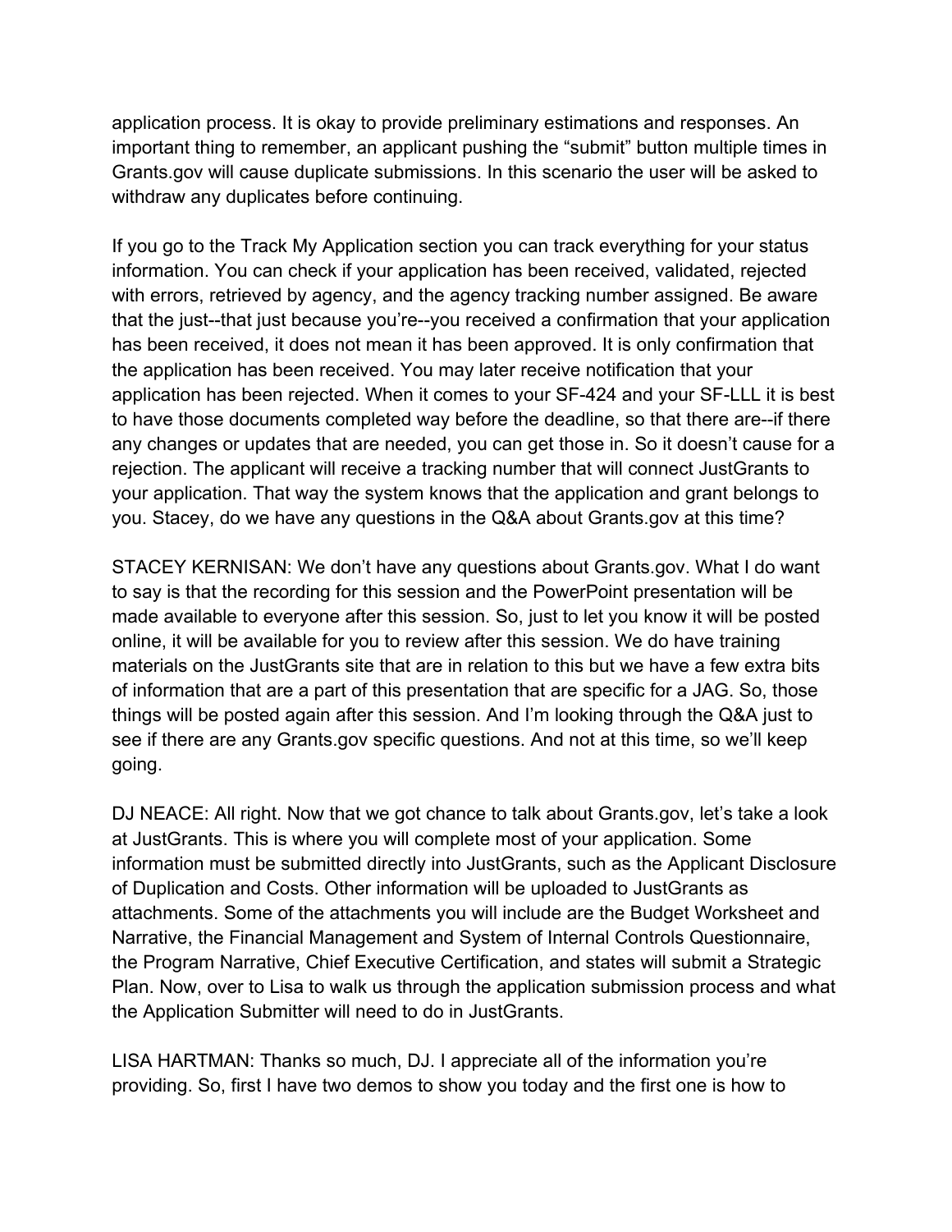application process. It is okay to provide preliminary estimations and responses. An important thing to remember, an applicant pushing the "submit" button multiple times in Grants.gov will cause duplicate submissions. In this scenario the user will be asked to withdraw any duplicates before continuing.

If you go to the Track My Application section you can track everything for your status information. You can check if your application has been received, validated, rejected with errors, retrieved by agency, and the agency tracking number assigned. Be aware that the just--that just because you're--you received a confirmation that your application has been received, it does not mean it has been approved. It is only confirmation that the application has been received. You may later receive notification that your application has been rejected. When it comes to your SF-424 and your SF-LLL it is best to have those documents completed way before the deadline, so that there are--if there any changes or updates that are needed, you can get those in. So it doesn't cause for a rejection. The applicant will receive a tracking number that will connect JustGrants to your application. That way the system knows that the application and grant belongs to you. Stacey, do we have any questions in the Q&A about Grants.gov at this time?

STACEY KERNISAN: We don't have any questions about Grants.gov. What I do want to say is that the recording for this session and the PowerPoint presentation will be made available to everyone after this session. So, just to let you know it will be posted online, it will be available for you to review after this session. We do have training materials on the JustGrants site that are in relation to this but we have a few extra bits of information that are a part of this presentation that are specific for a JAG. So, those things will be posted again after this session. And I'm looking through the Q&A just to see if there are any Grants.gov specific questions. And not at this time, so we'll keep going.

DJ NEACE: All right. Now that we got chance to talk about Grants.gov, let's take a look at JustGrants. This is where you will complete most of your application. Some information must be submitted directly into JustGrants, such as the Applicant Disclosure of Duplication and Costs. Other information will be uploaded to JustGrants as attachments. Some of the attachments you will include are the Budget Worksheet and Narrative, the Financial Management and System of Internal Controls Questionnaire, the Program Narrative, Chief Executive Certification, and states will submit a Strategic Plan. Now, over to Lisa to walk us through the application submission process and what the Application Submitter will need to do in JustGrants.

LISA HARTMAN: Thanks so much, DJ. I appreciate all of the information you're providing. So, first I have two demos to show you today and the first one is how to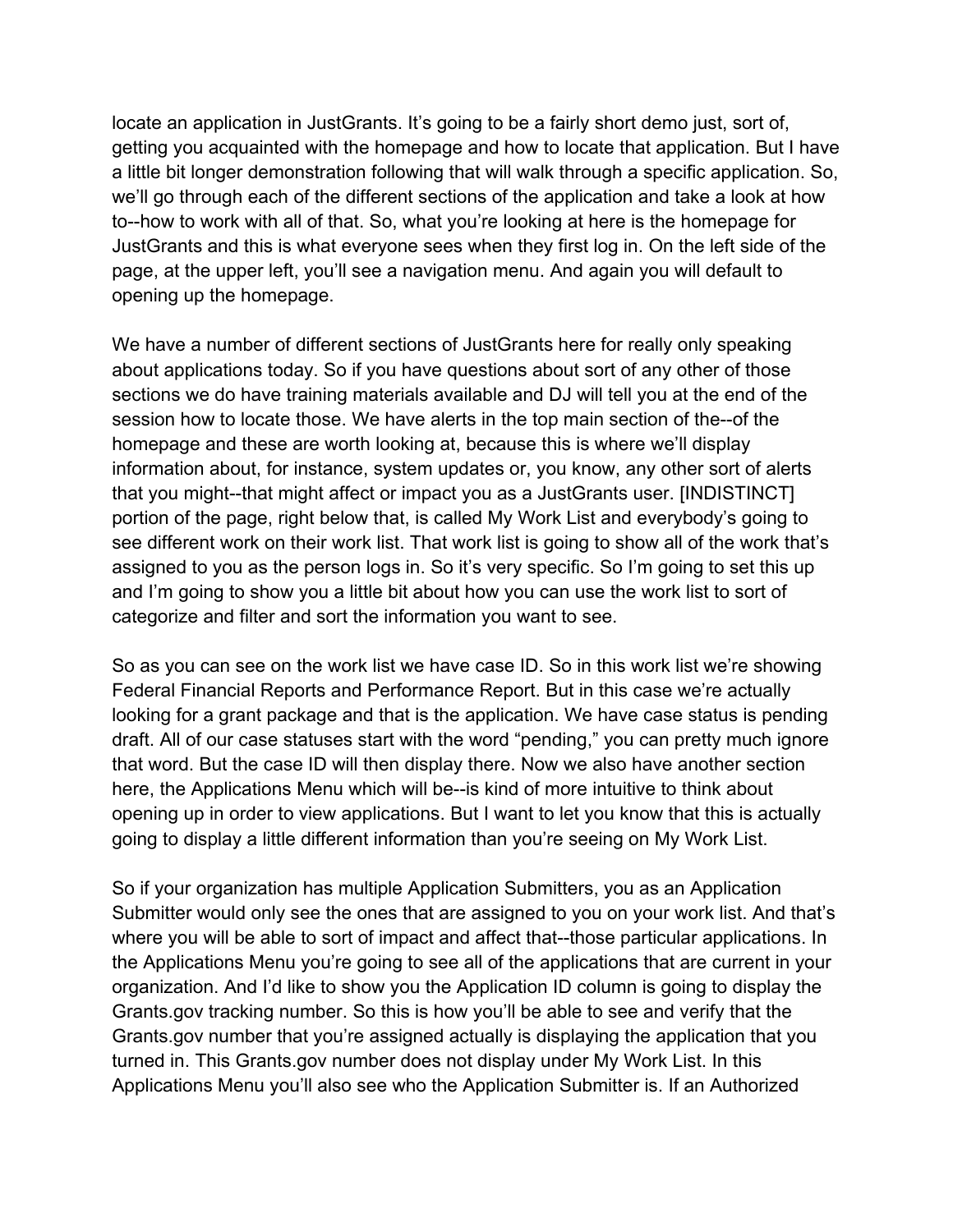locate an application in JustGrants. It's going to be a fairly short demo just, sort of, getting you acquainted with the homepage and how to locate that application. But I have a little bit longer demonstration following that will walk through a specific application. So, we'll go through each of the different sections of the application and take a look at how to--how to work with all of that. So, what you're looking at here is the homepage for JustGrants and this is what everyone sees when they first log in. On the left side of the page, at the upper left, you'll see a navigation menu. And again you will default to opening up the homepage.

We have a number of different sections of JustGrants here for really only speaking about applications today. So if you have questions about sort of any other of those sections we do have training materials available and DJ will tell you at the end of the session how to locate those. We have alerts in the top main section of the--of the homepage and these are worth looking at, because this is where we'll display information about, for instance, system updates or, you know, any other sort of alerts that you might--that might affect or impact you as a JustGrants user. [INDISTINCT] portion of the page, right below that, is called My Work List and everybody's going to see different work on their work list. That work list is going to show all of the work that's assigned to you as the person logs in. So it's very specific. So I'm going to set this up and I'm going to show you a little bit about how you can use the work list to sort of categorize and filter and sort the information you want to see.

So as you can see on the work list we have case ID. So in this work list we're showing Federal Financial Reports and Performance Report. But in this case we're actually looking for a grant package and that is the application. We have case status is pending draft. All of our case statuses start with the word "pending," you can pretty much ignore that word. But the case ID will then display there. Now we also have another section here, the Applications Menu which will be--is kind of more intuitive to think about opening up in order to view applications. But I want to let you know that this is actually going to display a little different information than you're seeing on My Work List.

So if your organization has multiple Application Submitters, you as an Application Submitter would only see the ones that are assigned to you on your work list. And that's where you will be able to sort of impact and affect that--those particular applications. In the Applications Menu you're going to see all of the applications that are current in your organization. And I'd like to show you the Application ID column is going to display the Grants.gov tracking number. So this is how you'll be able to see and verify that the Grants.gov number that you're assigned actually is displaying the application that you turned in. This Grants.gov number does not display under My Work List. In this Applications Menu you'll also see who the Application Submitter is. If an Authorized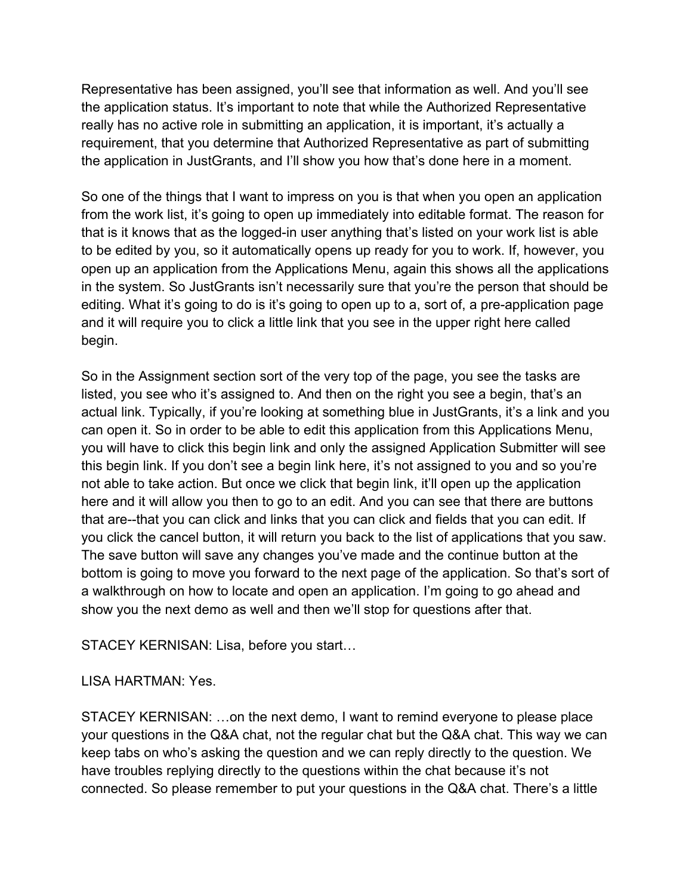Representative has been assigned, you'll see that information as well. And you'll see the application status. It's important to note that while the Authorized Representative really has no active role in submitting an application, it is important, it's actually a requirement, that you determine that Authorized Representative as part of submitting the application in JustGrants, and I'll show you how that's done here in a moment.

So one of the things that I want to impress on you is that when you open an application from the work list, it's going to open up immediately into editable format. The reason for that is it knows that as the logged-in user anything that's listed on your work list is able to be edited by you, so it automatically opens up ready for you to work. If, however, you open up an application from the Applications Menu, again this shows all the applications in the system. So JustGrants isn't necessarily sure that you're the person that should be editing. What it's going to do is it's going to open up to a, sort of, a pre-application page and it will require you to click a little link that you see in the upper right here called begin.

So in the Assignment section sort of the very top of the page, you see the tasks are listed, you see who it's assigned to. And then on the right you see a begin, that's an actual link. Typically, if you're looking at something blue in JustGrants, it's a link and you can open it. So in order to be able to edit this application from this Applications Menu, you will have to click this begin link and only the assigned Application Submitter will see this begin link. If you don't see a begin link here, it's not assigned to you and so you're not able to take action. But once we click that begin link, it'll open up the application here and it will allow you then to go to an edit. And you can see that there are buttons that are--that you can click and links that you can click and fields that you can edit. If you click the cancel button, it will return you back to the list of applications that you saw. The save button will save any changes you've made and the continue button at the bottom is going to move you forward to the next page of the application. So that's sort of a walkthrough on how to locate and open an application. I'm going to go ahead and show you the next demo as well and then we'll stop for questions after that.

STACEY KERNISAN: Lisa, before you start…

LISA HARTMAN: Yes.

STACEY KERNISAN: …on the next demo, I want to remind everyone to please place your questions in the Q&A chat, not the regular chat but the Q&A chat. This way we can keep tabs on who's asking the question and we can reply directly to the question. We have troubles replying directly to the questions within the chat because it's not connected. So please remember to put your questions in the Q&A chat. There's a little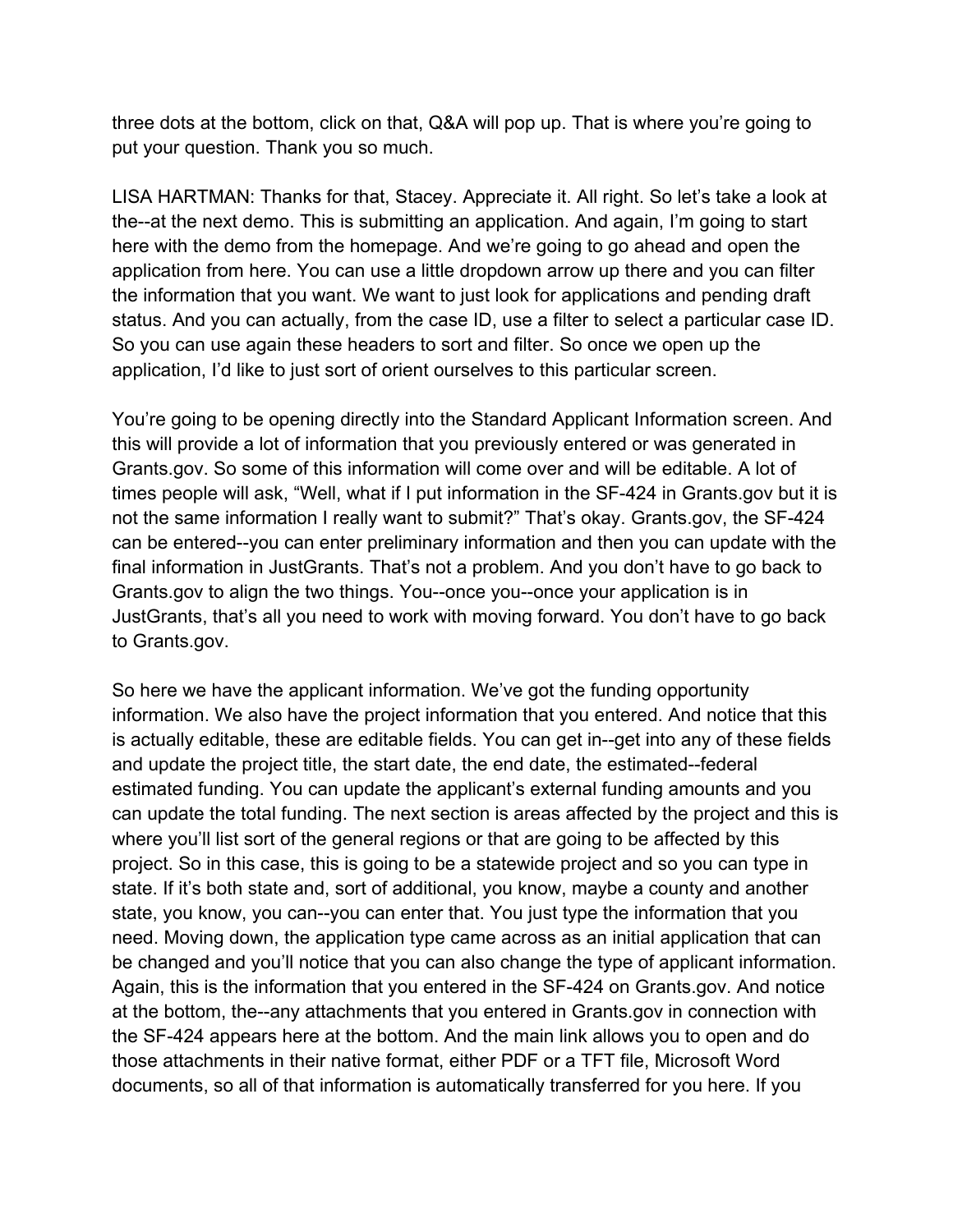three dots at the bottom, click on that, Q&A will pop up. That is where you're going to put your question. Thank you so much.

LISA HARTMAN: Thanks for that, Stacey. Appreciate it. All right. So let's take a look at the--at the next demo. This is submitting an application. And again, I'm going to start here with the demo from the homepage. And we're going to go ahead and open the application from here. You can use a little dropdown arrow up there and you can filter the information that you want. We want to just look for applications and pending draft status. And you can actually, from the case ID, use a filter to select a particular case ID. So you can use again these headers to sort and filter. So once we open up the application, I'd like to just sort of orient ourselves to this particular screen.

You're going to be opening directly into the Standard Applicant Information screen. And this will provide a lot of information that you previously entered or was generated in Grants.gov. So some of this information will come over and will be editable. A lot of times people will ask, "Well, what if I put information in the SF-424 in Grants.gov but it is not the same information I really want to submit?" That's okay. Grants.gov, the SF-424 can be entered--you can enter preliminary information and then you can update with the final information in JustGrants. That's not a problem. And you don't have to go back to Grants.gov to align the two things. You--once you--once your application is in JustGrants, that's all you need to work with moving forward. You don't have to go back to Grants.gov.

So here we have the applicant information. We've got the funding opportunity information. We also have the project information that you entered. And notice that this is actually editable, these are editable fields. You can get in--get into any of these fields and update the project title, the start date, the end date, the estimated--federal estimated funding. You can update the applicant's external funding amounts and you can update the total funding. The next section is areas affected by the project and this is where you'll list sort of the general regions or that are going to be affected by this project. So in this case, this is going to be a statewide project and so you can type in state. If it's both state and, sort of additional, you know, maybe a county and another state, you know, you can--you can enter that. You just type the information that you need. Moving down, the application type came across as an initial application that can be changed and you'll notice that you can also change the type of applicant information. Again, this is the information that you entered in the SF-424 on Grants.gov. And notice at the bottom, the--any attachments that you entered in Grants.gov in connection with the SF-424 appears here at the bottom. And the main link allows you to open and do those attachments in their native format, either PDF or a TFT file, Microsoft Word documents, so all of that information is automatically transferred for you here. If you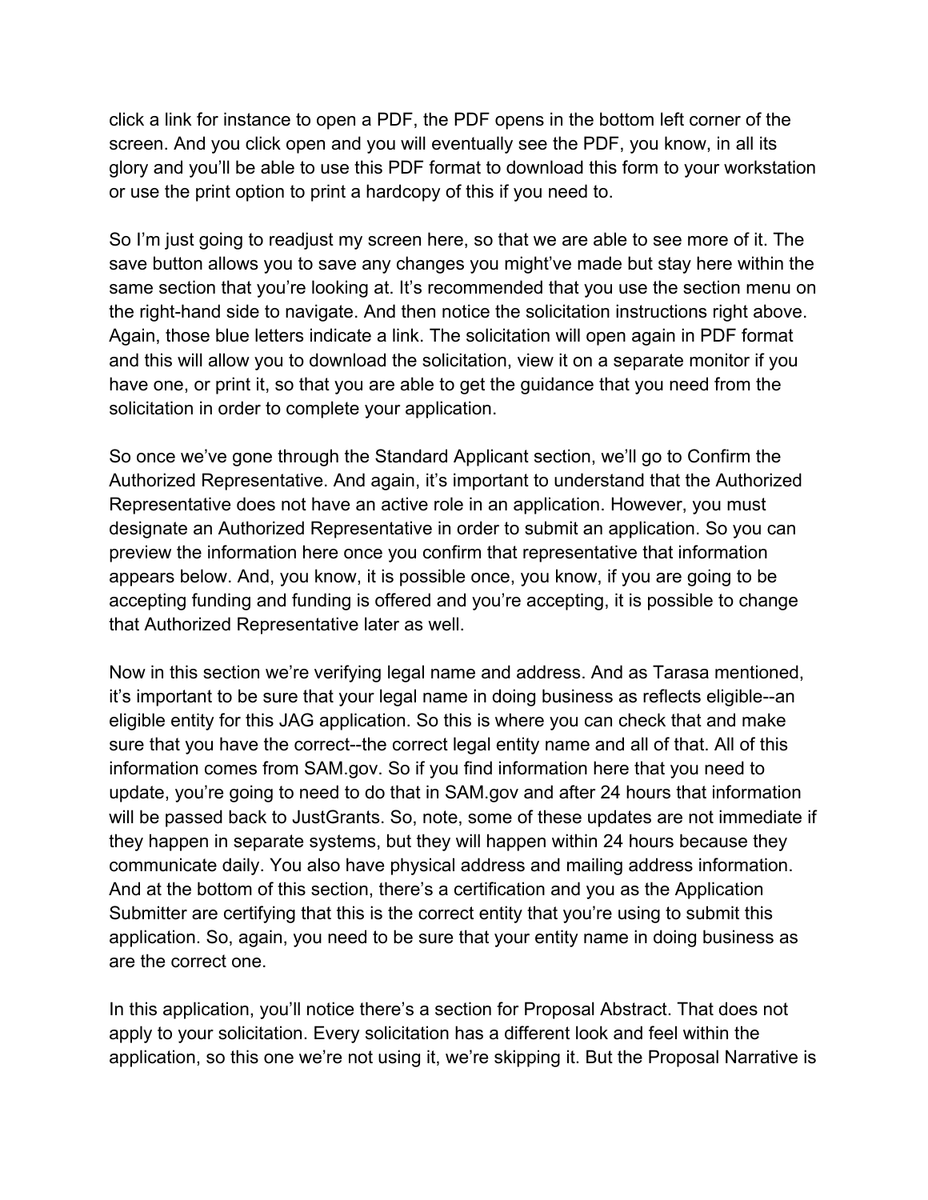click a link for instance to open a PDF, the PDF opens in the bottom left corner of the screen. And you click open and you will eventually see the PDF, you know, in all its glory and you'll be able to use this PDF format to download this form to your workstation or use the print option to print a hardcopy of this if you need to.

So I'm just going to readjust my screen here, so that we are able to see more of it. The save button allows you to save any changes you might've made but stay here within the same section that you're looking at. It's recommended that you use the section menu on the right-hand side to navigate. And then notice the solicitation instructions right above. Again, those blue letters indicate a link. The solicitation will open again in PDF format and this will allow you to download the solicitation, view it on a separate monitor if you have one, or print it, so that you are able to get the guidance that you need from the solicitation in order to complete your application.

So once we've gone through the Standard Applicant section, we'll go to Confirm the Authorized Representative. And again, it's important to understand that the Authorized Representative does not have an active role in an application. However, you must designate an Authorized Representative in order to submit an application. So you can preview the information here once you confirm that representative that information appears below. And, you know, it is possible once, you know, if you are going to be accepting funding and funding is offered and you're accepting, it is possible to change that Authorized Representative later as well.

Now in this section we're verifying legal name and address. And as Tarasa mentioned, it's important to be sure that your legal name in doing business as reflects eligible--an eligible entity for this JAG application. So this is where you can check that and make sure that you have the correct--the correct legal entity name and all of that. All of this information comes from SAM.gov. So if you find information here that you need to update, you're going to need to do that in SAM.gov and after 24 hours that information will be passed back to JustGrants. So, note, some of these updates are not immediate if they happen in separate systems, but they will happen within 24 hours because they communicate daily. You also have physical address and mailing address information. And at the bottom of this section, there's a certification and you as the Application Submitter are certifying that this is the correct entity that you're using to submit this application. So, again, you need to be sure that your entity name in doing business as are the correct one.

In this application, you'll notice there's a section for Proposal Abstract. That does not apply to your solicitation. Every solicitation has a different look and feel within the application, so this one we're not using it, we're skipping it. But the Proposal Narrative is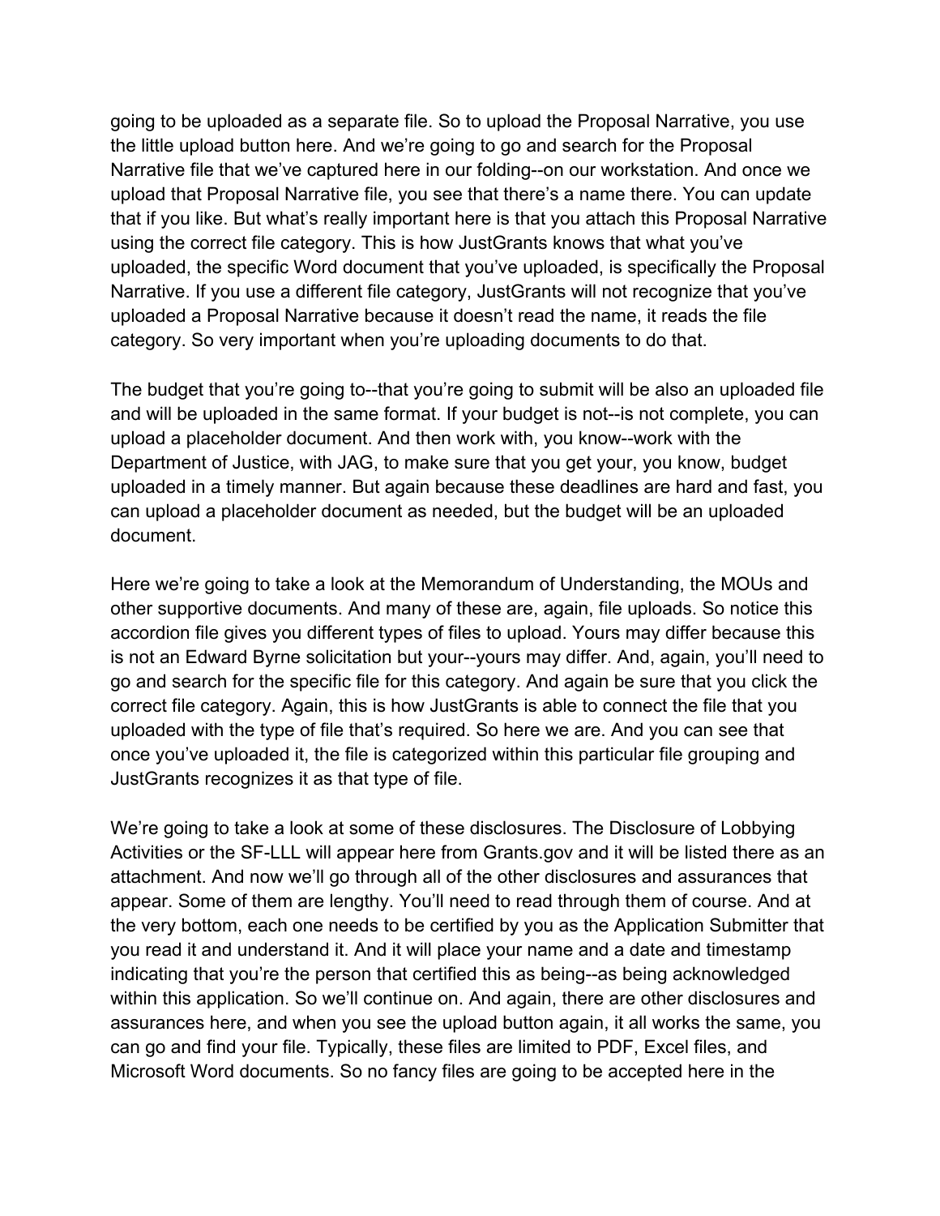going to be uploaded as a separate file. So to upload the Proposal Narrative, you use the little upload button here. And we're going to go and search for the Proposal Narrative file that we've captured here in our folding--on our workstation. And once we upload that Proposal Narrative file, you see that there's a name there. You can update that if you like. But what's really important here is that you attach this Proposal Narrative using the correct file category. This is how JustGrants knows that what you've uploaded, the specific Word document that you've uploaded, is specifically the Proposal Narrative. If you use a different file category, JustGrants will not recognize that you've uploaded a Proposal Narrative because it doesn't read the name, it reads the file category. So very important when you're uploading documents to do that.

The budget that you're going to--that you're going to submit will be also an uploaded file and will be uploaded in the same format. If your budget is not--is not complete, you can upload a placeholder document. And then work with, you know--work with the Department of Justice, with JAG, to make sure that you get your, you know, budget uploaded in a timely manner. But again because these deadlines are hard and fast, you can upload a placeholder document as needed, but the budget will be an uploaded document.

Here we're going to take a look at the Memorandum of Understanding, the MOUs and other supportive documents. And many of these are, again, file uploads. So notice this accordion file gives you different types of files to upload. Yours may differ because this is not an Edward Byrne solicitation but your--yours may differ. And, again, you'll need to go and search for the specific file for this category. And again be sure that you click the correct file category. Again, this is how JustGrants is able to connect the file that you uploaded with the type of file that's required. So here we are. And you can see that once you've uploaded it, the file is categorized within this particular file grouping and JustGrants recognizes it as that type of file.

We're going to take a look at some of these disclosures. The Disclosure of Lobbying Activities or the SF-LLL will appear here from Grants.gov and it will be listed there as an attachment. And now we'll go through all of the other disclosures and assurances that appear. Some of them are lengthy. You'll need to read through them of course. And at the very bottom, each one needs to be certified by you as the Application Submitter that you read it and understand it. And it will place your name and a date and timestamp indicating that you're the person that certified this as being--as being acknowledged within this application. So we'll continue on. And again, there are other disclosures and assurances here, and when you see the upload button again, it all works the same, you can go and find your file. Typically, these files are limited to PDF, Excel files, and Microsoft Word documents. So no fancy files are going to be accepted here in the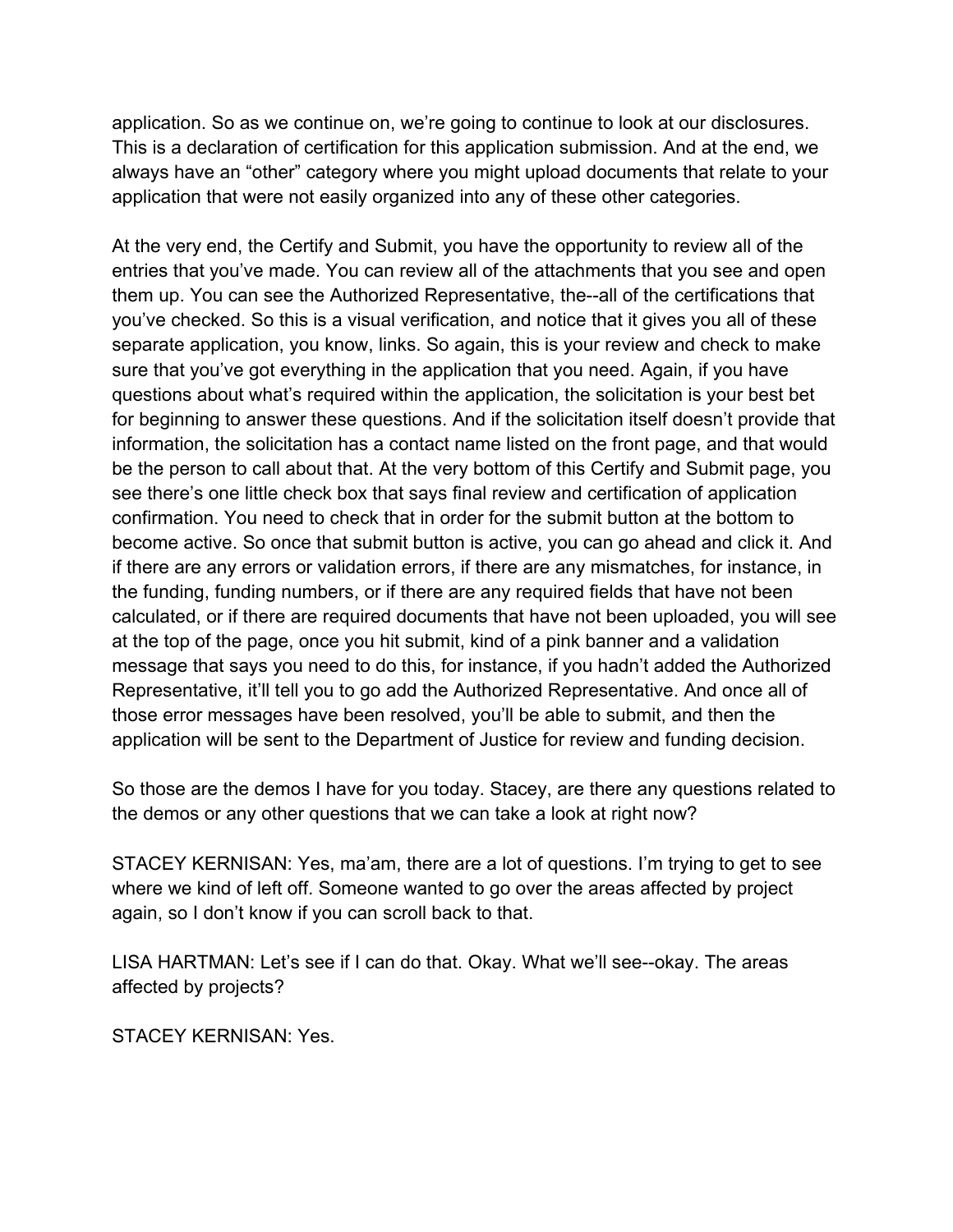application. So as we continue on, we're going to continue to look at our disclosures. This is a declaration of certification for this application submission. And at the end, we always have an "other" category where you might upload documents that relate to your application that were not easily organized into any of these other categories.

At the very end, the Certify and Submit, you have the opportunity to review all of the entries that you've made. You can review all of the attachments that you see and open them up. You can see the Authorized Representative, the--all of the certifications that you've checked. So this is a visual verification, and notice that it gives you all of these separate application, you know, links. So again, this is your review and check to make sure that you've got everything in the application that you need. Again, if you have questions about what's required within the application, the solicitation is your best bet for beginning to answer these questions. And if the solicitation itself doesn't provide that information, the solicitation has a contact name listed on the front page, and that would be the person to call about that. At the very bottom of this Certify and Submit page, you see there's one little check box that says final review and certification of application confirmation. You need to check that in order for the submit button at the bottom to become active. So once that submit button is active, you can go ahead and click it. And if there are any errors or validation errors, if there are any mismatches, for instance, in the funding, funding numbers, or if there are any required fields that have not been calculated, or if there are required documents that have not been uploaded, you will see at the top of the page, once you hit submit, kind of a pink banner and a validation message that says you need to do this, for instance, if you hadn't added the Authorized Representative, it'll tell you to go add the Authorized Representative. And once all of those error messages have been resolved, you'll be able to submit, and then the application will be sent to the Department of Justice for review and funding decision.

So those are the demos I have for you today. Stacey, are there any questions related to the demos or any other questions that we can take a look at right now?

STACEY KERNISAN: Yes, ma'am, there are a lot of questions. I'm trying to get to see where we kind of left off. Someone wanted to go over the areas affected by project again, so I don't know if you can scroll back to that.

LISA HARTMAN: Let's see if I can do that. Okay. What we'll see--okay. The areas affected by projects?

STACEY KERNISAN: Yes.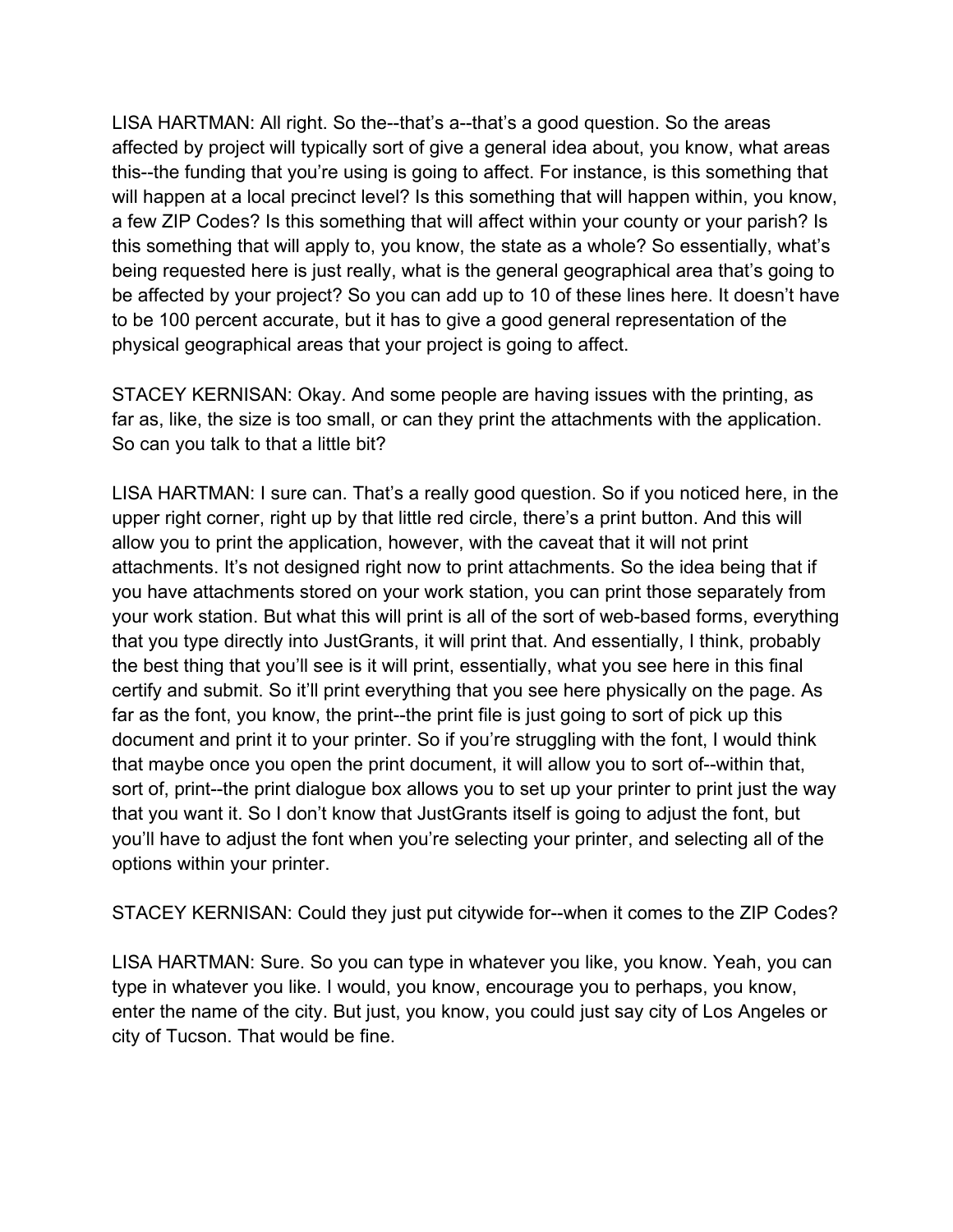LISA HARTMAN: All right. So the--that's a--that's a good question. So the areas affected by project will typically sort of give a general idea about, you know, what areas this--the funding that you're using is going to affect. For instance, is this something that will happen at a local precinct level? Is this something that will happen within, you know, a few ZIP Codes? Is this something that will affect within your county or your parish? Is this something that will apply to, you know, the state as a whole? So essentially, what's being requested here is just really, what is the general geographical area that's going to be affected by your project? So you can add up to 10 of these lines here. It doesn't have to be 100 percent accurate, but it has to give a good general representation of the physical geographical areas that your project is going to affect.

STACEY KERNISAN: Okay. And some people are having issues with the printing, as far as, like, the size is too small, or can they print the attachments with the application. So can you talk to that a little bit?

LISA HARTMAN: I sure can. That's a really good question. So if you noticed here, in the upper right corner, right up by that little red circle, there's a print button. And this will allow you to print the application, however, with the caveat that it will not print attachments. It's not designed right now to print attachments. So the idea being that if you have attachments stored on your work station, you can print those separately from your work station. But what this will print is all of the sort of web-based forms, everything that you type directly into JustGrants, it will print that. And essentially, I think, probably the best thing that you'll see is it will print, essentially, what you see here in this final certify and submit. So it'll print everything that you see here physically on the page. As far as the font, you know, the print--the print file is just going to sort of pick up this document and print it to your printer. So if you're struggling with the font, I would think that maybe once you open the print document, it will allow you to sort of--within that, sort of, print--the print dialogue box allows you to set up your printer to print just the way that you want it. So I don't know that JustGrants itself is going to adjust the font, but you'll have to adjust the font when you're selecting your printer, and selecting all of the options within your printer.

STACEY KERNISAN: Could they just put citywide for--when it comes to the ZIP Codes?

LISA HARTMAN: Sure. So you can type in whatever you like, you know. Yeah, you can type in whatever you like. I would, you know, encourage you to perhaps, you know, enter the name of the city. But just, you know, you could just say city of Los Angeles or city of Tucson. That would be fine.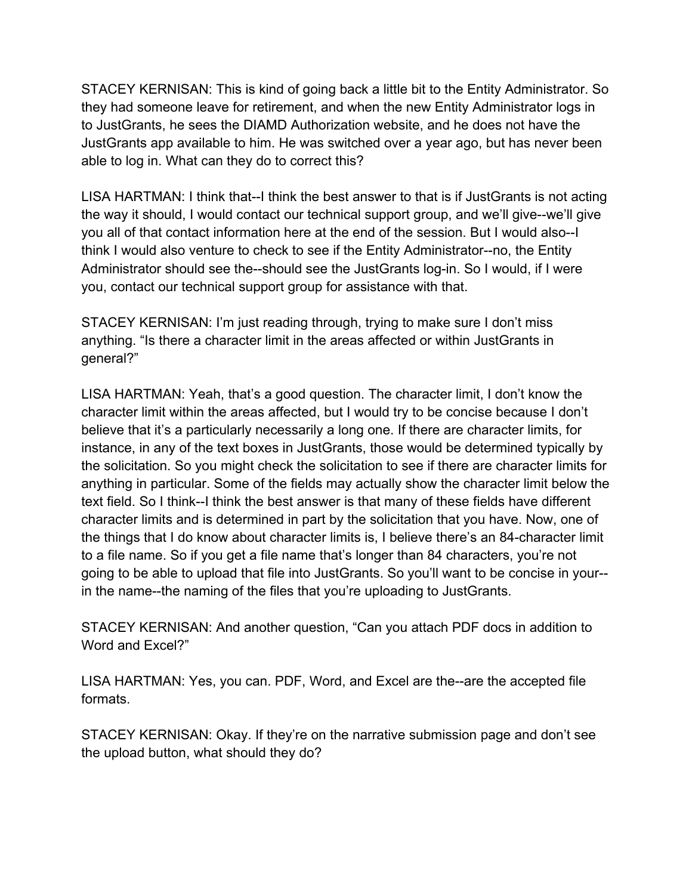STACEY KERNISAN: This is kind of going back a little bit to the Entity Administrator. So they had someone leave for retirement, and when the new Entity Administrator logs in to JustGrants, he sees the DIAMD Authorization website, and he does not have the JustGrants app available to him. He was switched over a year ago, but has never been able to log in. What can they do to correct this?

LISA HARTMAN: I think that--I think the best answer to that is if JustGrants is not acting the way it should, I would contact our technical support group, and we'll give--we'll give you all of that contact information here at the end of the session. But I would also--I think I would also venture to check to see if the Entity Administrator--no, the Entity Administrator should see the--should see the JustGrants log-in. So I would, if I were you, contact our technical support group for assistance with that.

STACEY KERNISAN: I'm just reading through, trying to make sure I don't miss anything. "Is there a character limit in the areas affected or within JustGrants in general?"

LISA HARTMAN: Yeah, that's a good question. The character limit, I don't know the character limit within the areas affected, but I would try to be concise because I don't believe that it's a particularly necessarily a long one. If there are character limits, for instance, in any of the text boxes in JustGrants, those would be determined typically by the solicitation. So you might check the solicitation to see if there are character limits for anything in particular. Some of the fields may actually show the character limit below the text field. So I think--I think the best answer is that many of these fields have different character limits and is determined in part by the solicitation that you have. Now, one of the things that I do know about character limits is, I believe there's an 84-character limit to a file name. So if you get a file name that's longer than 84 characters, you're not going to be able to upload that file into JustGrants. So you'll want to be concise in your--in the name--the naming of the files that you're uploading to JustGrants.

STACEY KERNISAN: And another question, "Can you attach PDF docs in addition to Word and Excel?"

LISA HARTMAN: Yes, you can. PDF, Word, and Excel are the--are the accepted file formats.

STACEY KERNISAN: Okay. If they're on the narrative submission page and don't see the upload button, what should they do?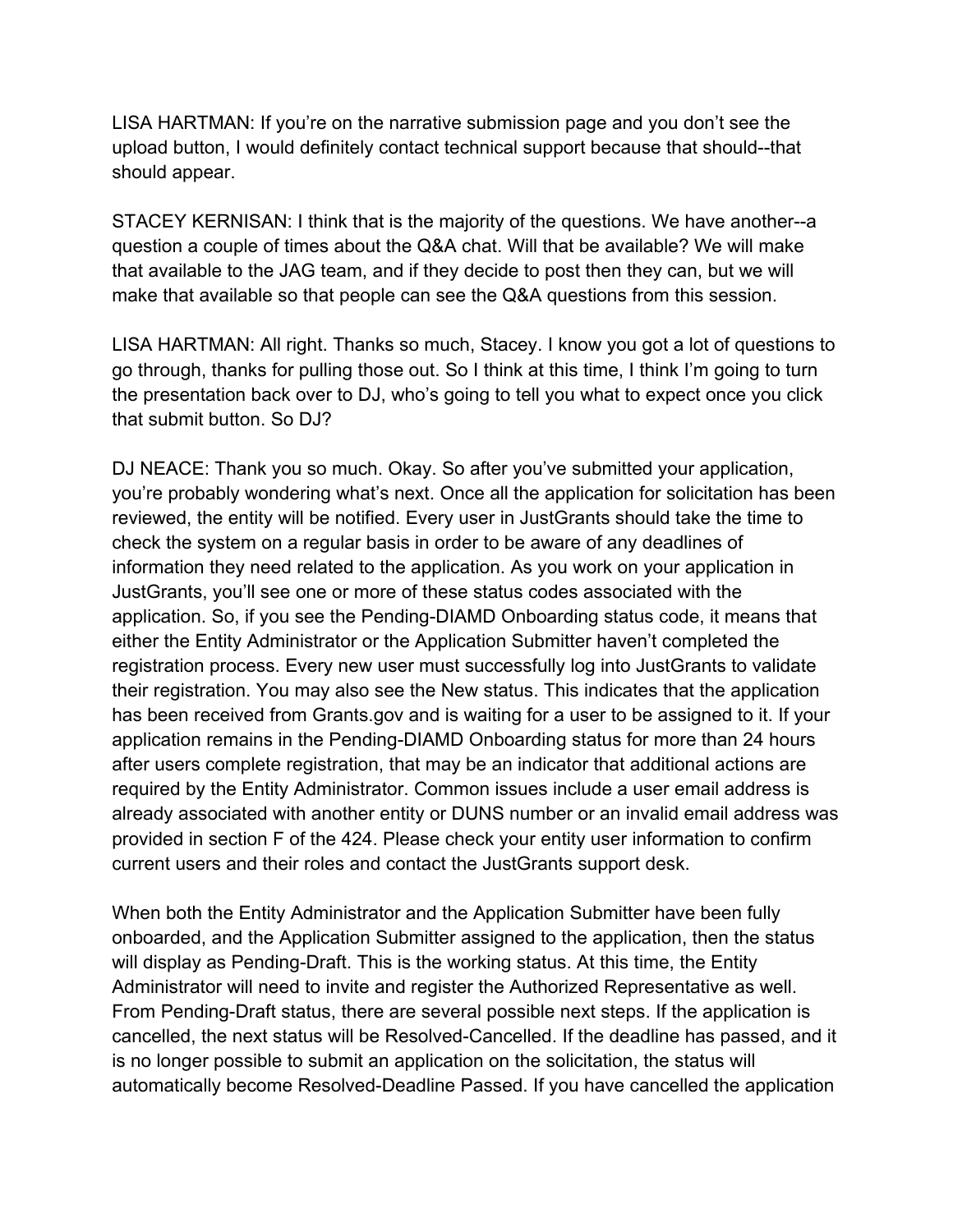LISA HARTMAN: If you're on the narrative submission page and you don't see the upload button, I would definitely contact technical support because that should--that should appear.

STACEY KERNISAN: I think that is the majority of the questions. We have another--a question a couple of times about the Q&A chat. Will that be available? We will make that available to the JAG team, and if they decide to post then they can, but we will make that available so that people can see the Q&A questions from this session.

LISA HARTMAN: All right. Thanks so much, Stacey. I know you got a lot of questions to go through, thanks for pulling those out. So I think at this time, I think I'm going to turn the presentation back over to DJ, who's going to tell you what to expect once you click that submit button. So DJ?

DJ NEACE: Thank you so much. Okay. So after you've submitted your application, you're probably wondering what's next. Once all the application for solicitation has been reviewed, the entity will be notified. Every user in JustGrants should take the time to check the system on a regular basis in order to be aware of any deadlines of information they need related to the application. As you work on your application in JustGrants, you'll see one or more of these status codes associated with the application. So, if you see the Pending-DIAMD Onboarding status code, it means that either the Entity Administrator or the Application Submitter haven't completed the registration process. Every new user must successfully log into JustGrants to validate their registration. You may also see the New status. This indicates that the application has been received from Grants.gov and is waiting for a user to be assigned to it. If your application remains in the Pending-DIAMD Onboarding status for more than 24 hours after users complete registration, that may be an indicator that additional actions are required by the Entity Administrator. Common issues include a user email address is already associated with another entity or DUNS number or an invalid email address was provided in section F of the 424. Please check your entity user information to confirm current users and their roles and contact the JustGrants support desk.

When both the Entity Administrator and the Application Submitter have been fully onboarded, and the Application Submitter assigned to the application, then the status will display as Pending-Draft. This is the working status. At this time, the Entity Administrator will need to invite and register the Authorized Representative as well. From Pending-Draft status, there are several possible next steps. If the application is cancelled, the next status will be Resolved-Cancelled. If the deadline has passed, and it is no longer possible to submit an application on the solicitation, the status will automatically become Resolved-Deadline Passed. If you have cancelled the application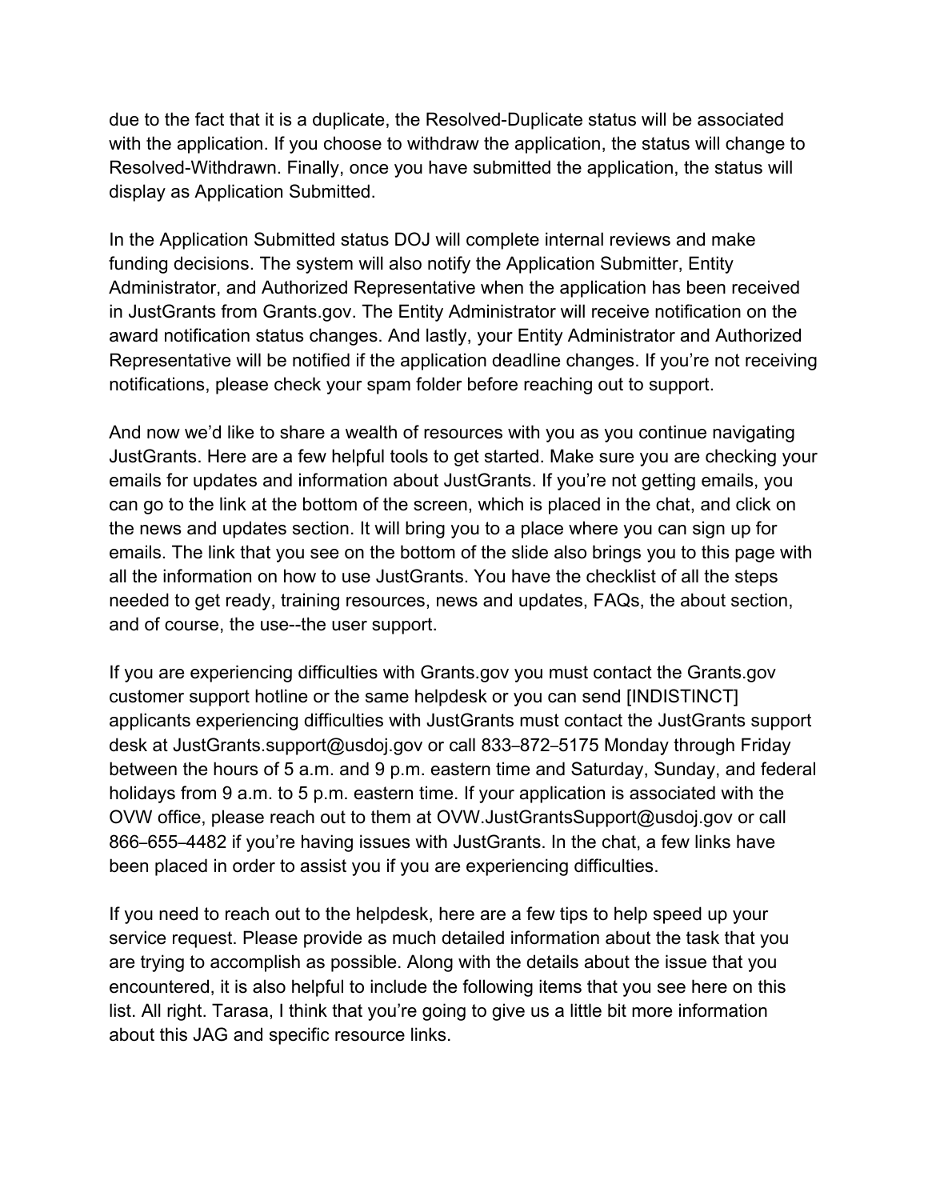due to the fact that it is a duplicate, the Resolved-Duplicate status will be associated with the application. If you choose to withdraw the application, the status will change to Resolved-Withdrawn. Finally, once you have submitted the application, the status will display as Application Submitted.

In the Application Submitted status DOJ will complete internal reviews and make funding decisions. The system will also notify the Application Submitter, Entity Administrator, and Authorized Representative when the application has been received in JustGrants from Grants.gov. The Entity Administrator will receive notification on the award notification status changes. And lastly, your Entity Administrator and Authorized Representative will be notified if the application deadline changes. If you're not receiving notifications, please check your spam folder before reaching out to support.

And now we'd like to share a wealth of resources with you as you continue navigating JustGrants. Here are a few helpful tools to get started. Make sure you are checking your emails for updates and information about JustGrants. If you're not getting emails, you can go to the link at the bottom of the screen, which is placed in the chat, and click on the news and updates section. It will bring you to a place where you can sign up for emails. The link that you see on the bottom of the slide also brings you to this page with all the information on how to use JustGrants. You have the checklist of all the steps needed to get ready, training resources, news and updates, FAQs, the about section, and of course, the use--the user support.

If you are experiencing difficulties with Grants.gov you must contact the Grants.gov customer support hotline or the same helpdesk or you can send [INDISTINCT] applicants experiencing difficulties with JustGrants must contact the JustGrants support desk at JustGrants.support@usdoj.gov or call 833–872–5175 Monday through Friday between the hours of 5 a.m. and 9 p.m. eastern time and Saturday, Sunday, and federal holidays from 9 a.m. to 5 p.m. eastern time. If your application is associated with the OVW office, please reach out to them at OVW.JustGrantsSupport@usdoj.gov or call 866–655–4482 if you're having issues with JustGrants. In the chat, a few links have been placed in order to assist you if you are experiencing difficulties.

If you need to reach out to the helpdesk, here are a few tips to help speed up your service request. Please provide as much detailed information about the task that you are trying to accomplish as possible. Along with the details about the issue that you encountered, it is also helpful to include the following items that you see here on this list. All right. Tarasa, I think that you're going to give us a little bit more information about this JAG and specific resource links.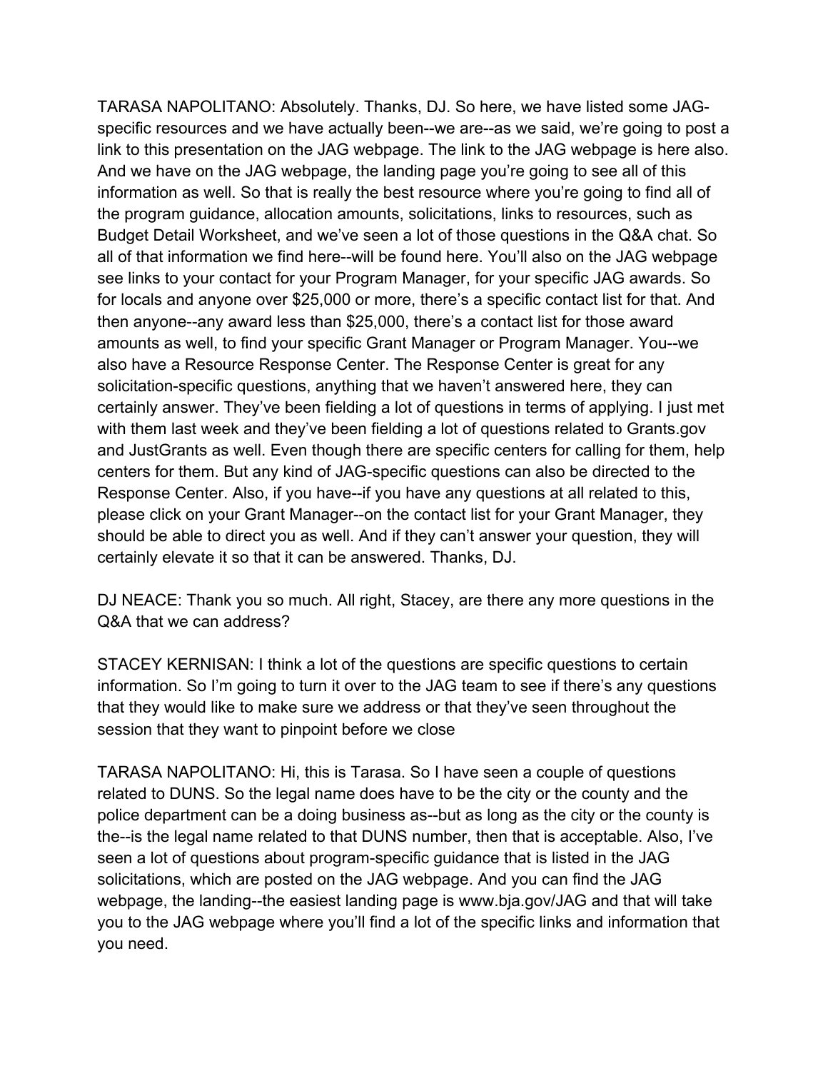TARASA NAPOLITANO: Absolutely. Thanks, DJ. So here, we have listed some JAG-specific resources and we have actually been--we are--as we said, we're going to post a link to this presentation on the JAG webpage. The link to the JAG webpage is here also. And we have on the JAG webpage, the landing page you're going to see all of this information as well. So that is really the best resource where you're going to find all of the program guidance, allocation amounts, solicitations, links to resources, such as Budget Detail Worksheet, and we've seen a lot of those questions in the Q&A chat. So all of that information we find here--will be found here. You'll also on the JAG webpage see links to your contact for your Program Manager, for your specific JAG awards. So for locals and anyone over $25,000 or more, there's a specific contact list for that. And then anyone--any award less than $25,000, there's a contact list for those award amounts as well, to find your specific Grant Manager or Program Manager. You--we also have a Resource Response Center. The Response Center is great for any solicitation-specific questions, anything that we haven't answered here, they can certainly answer. They've been fielding a lot of questions in terms of applying. I just met with them last week and they've been fielding a lot of questions related to Grants.gov and JustGrants as well. Even though there are specific centers for calling for them, help centers for them. But any kind of JAG-specific questions can also be directed to the Response Center. Also, if you have--if you have any questions at all related to this, please click on your Grant Manager--on the contact list for your Grant Manager, they should be able to direct you as well. And if they can't answer your question, they will certainly elevate it so that it can be answered. Thanks, DJ.

DJ NEACE: Thank you so much. All right, Stacey, are there any more questions in the Q&A that we can address?

STACEY KERNISAN: I think a lot of the questions are specific questions to certain information. So I'm going to turn it over to the JAG team to see if there's any questions that they would like to make sure we address or that they've seen throughout the session that they want to pinpoint before we close

TARASA NAPOLITANO: Hi, this is Tarasa. So I have seen a couple of questions related to DUNS. So the legal name does have to be the city or the county and the police department can be a doing business as--but as long as the city or the county is the--is the legal name related to that DUNS number, then that is acceptable. Also, I've seen a lot of questions about program-specific guidance that is listed in the JAG solicitations, which are posted on the JAG webpage. And you can find the JAG webpage, the landing--the easiest landing page is www.bja.gov/JAG and that will take you to the JAG webpage where you'll find a lot of the specific links and information that you need.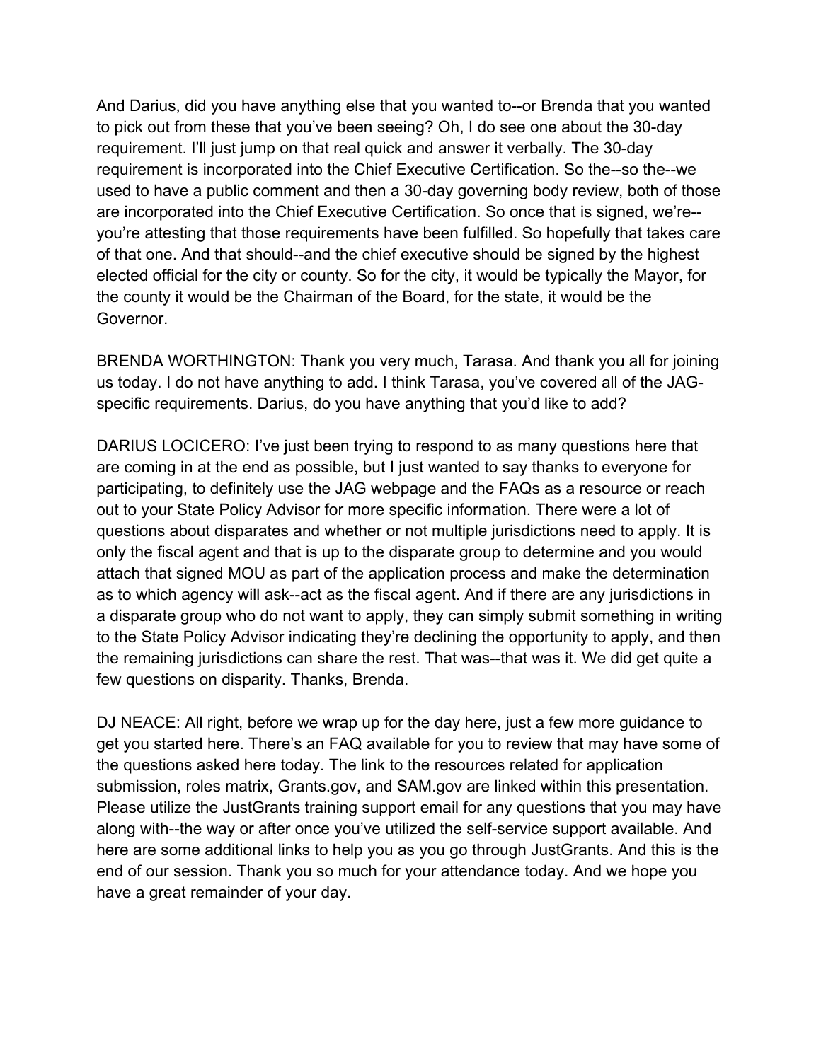And Darius, did you have anything else that you wanted to--or Brenda that you wanted to pick out from these that you've been seeing? Oh, I do see one about the 30-day requirement. I'll just jump on that real quick and answer it verbally. The 30-day requirement is incorporated into the Chief Executive Certification. So the--so the--we used to have a public comment and then a 30-day governing body review, both of those are incorporated into the Chief Executive Certification. So once that is signed, we're--you're attesting that those requirements have been fulfilled. So hopefully that takes care of that one. And that should--and the chief executive should be signed by the highest elected official for the city or county. So for the city, it would be typically the Mayor, for the county it would be the Chairman of the Board, for the state, it would be the Governor.

BRENDA WORTHINGTON: Thank you very much, Tarasa. And thank you all for joining us today. I do not have anything to add. I think Tarasa, you've covered all of the JAG-specific requirements. Darius, do you have anything that you'd like to add?

DARIUS LOCICERO: I've just been trying to respond to as many questions here that are coming in at the end as possible, but I just wanted to say thanks to everyone for participating, to definitely use the JAG webpage and the FAQs as a resource or reach out to your State Policy Advisor for more specific information. There were a lot of questions about disparates and whether or not multiple jurisdictions need to apply. It is only the fiscal agent and that is up to the disparate group to determine and you would attach that signed MOU as part of the application process and make the determination as to which agency will ask--act as the fiscal agent. And if there are any jurisdictions in a disparate group who do not want to apply, they can simply submit something in writing to the State Policy Advisor indicating they're declining the opportunity to apply, and then the remaining jurisdictions can share the rest. That was--that was it. We did get quite a few questions on disparity. Thanks, Brenda.

DJ NEACE: All right, before we wrap up for the day here, just a few more guidance to get you started here. There's an FAQ available for you to review that may have some of the questions asked here today. The link to the resources related for application submission, roles matrix, Grants.gov, and SAM.gov are linked within this presentation. Please utilize the JustGrants training support email for any questions that you may have along with--the way or after once you've utilized the self-service support available. And here are some additional links to help you as you go through JustGrants. And this is the end of our session. Thank you so much for your attendance today. And we hope you have a great remainder of your day.